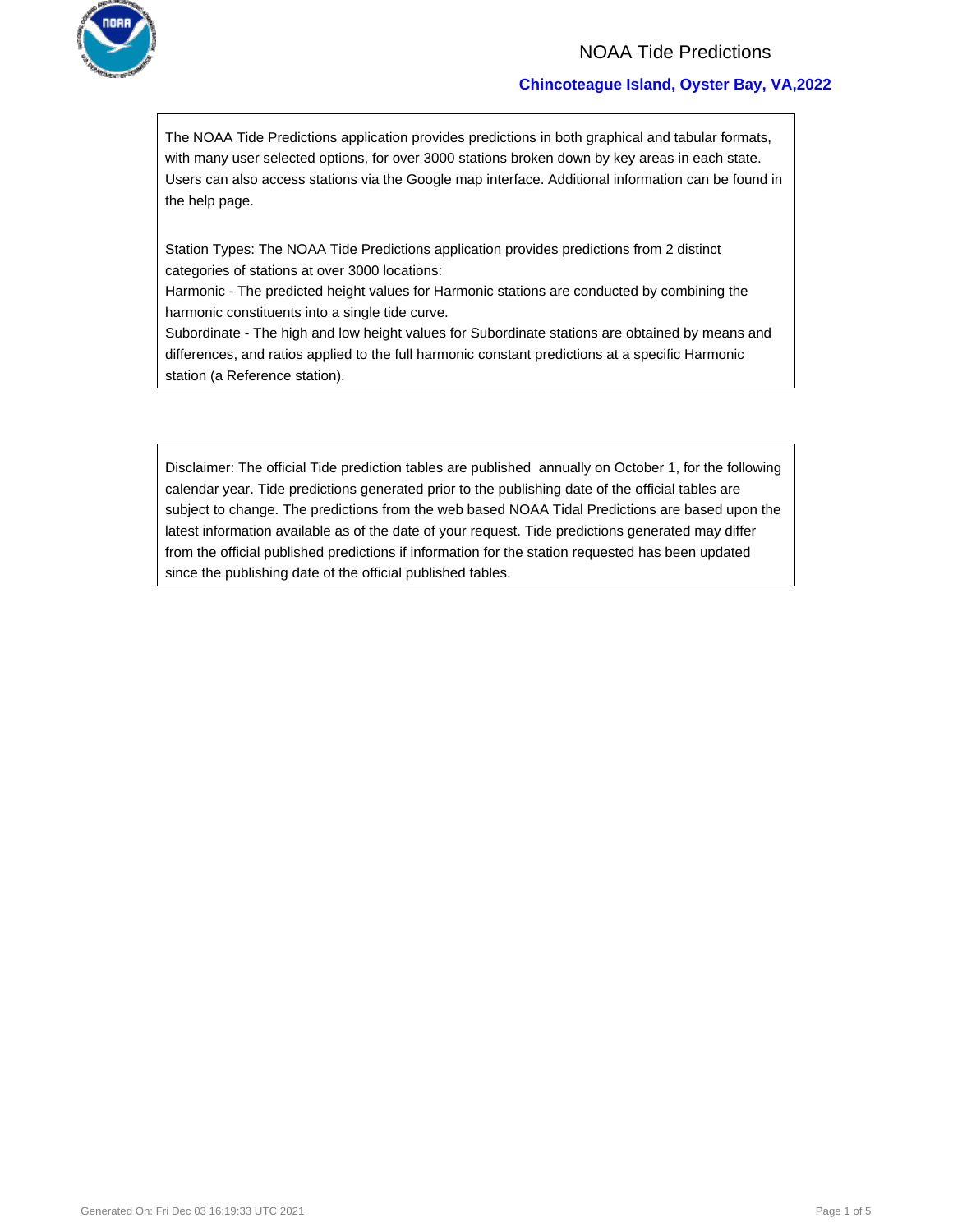# NOAA Tide Predictions

## Chincoteague Island, Oyster Bay, VA,2022

The NOAA Tide Predictions application provides predictions in both graphical and tabular formats, with many user selected options, for over 3000 stations broken down by key areas in each state. Users can also access stations via the Google map interface. Additional information can be found in the help page.

Station Types: The NOAA Tide Predictions application provides predictions from 2 distinct categories of stations at over 3000 locations:
Harmonic - The predicted height values for Harmonic stations are conducted by combining the harmonic constituents into a single tide curve.
Subordinate - The high and low height values for Subordinate stations are obtained by means and differences, and ratios applied to the full harmonic constant predictions at a specific Harmonic station (a Reference station).

Disclaimer: The official Tide prediction tables are published annually on October 1, for the following calendar year. Tide predictions generated prior to the publishing date of the official tables are subject to change. The predictions from the web based NOAA Tidal Predictions are based upon the latest information available as of the date of your request. Tide predictions generated may differ from the official published predictions if information for the station requested has been updated since the publishing date of the official published tables.

Generated On: Fri Dec 03 16:19:33 UTC 2021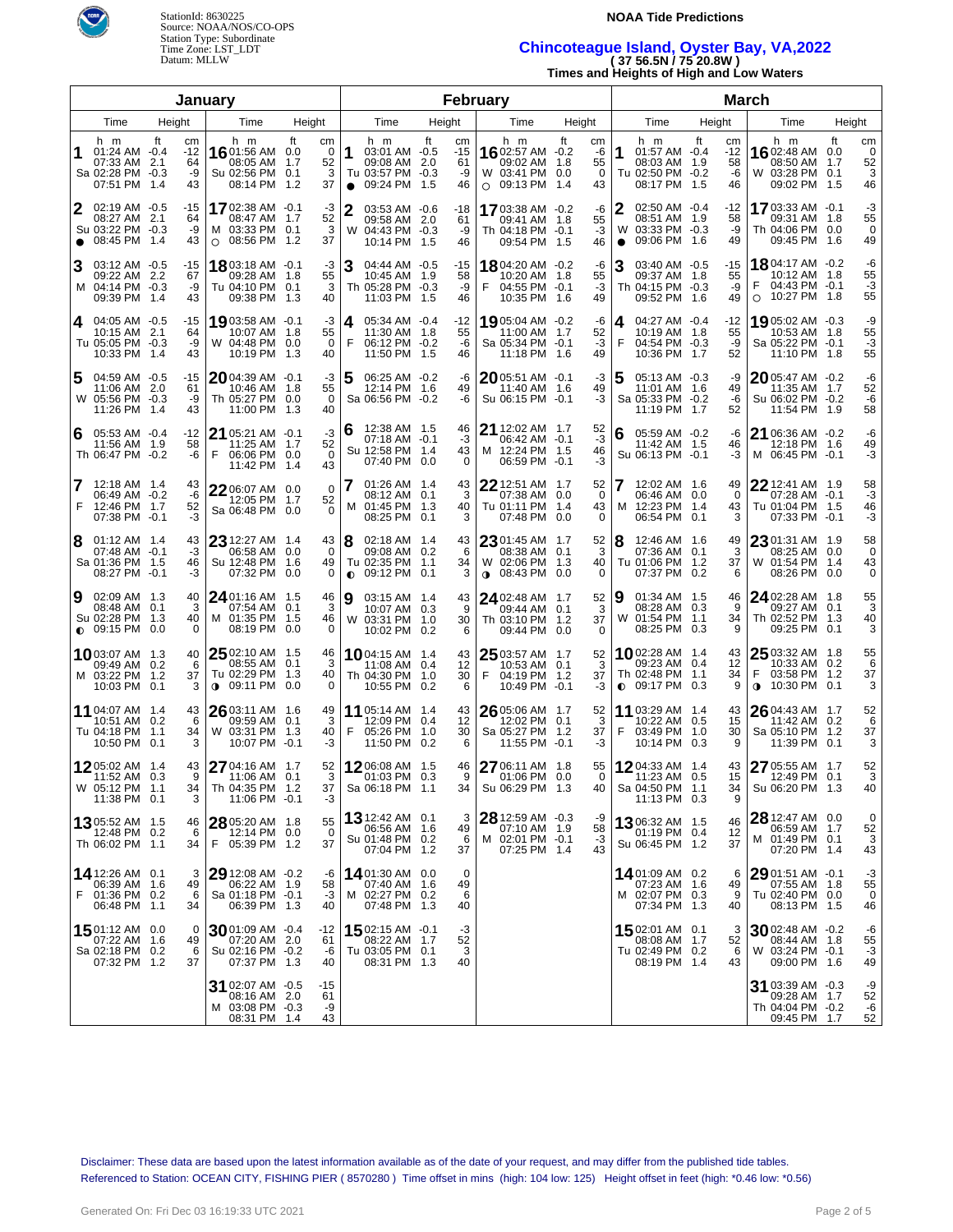StationId: 8630225
Source: NOAA/NOS/CO-OPS
Station Type: Subordinate
Time Zone: LST_LDT
Datum: MLLW

**NOAA Tide Predictions**

# Chincoteague Island, Oyster Bay, VA,2022

**( 37 56.5N / 75 20.8W )**

**Times and Heights of High and Low Waters**

## January

| Day | Time | ft | cm |
|---|---|---|---|
| 1 Sa | 01:24 AM | -0.4 | -12 |
| | 07:33 AM | 2.1 | 64 |
| | 02:28 PM | -0.3 | -9 |
| | 07:51 PM | 1.4 | 43 |
| 2 Su ● | 02:19 AM | -0.5 | -15 |
| | 08:27 AM | 2.1 | 64 |
| | 03:22 PM | -0.3 | -9 |
| | 08:45 PM | 1.4 | 43 |
| 3 M | 03:12 AM | -0.5 | -15 |
| | 09:22 AM | 2.2 | 67 |
| | 04:14 PM | -0.3 | -9 |
| | 09:39 PM | 1.4 | 43 |
| 4 Tu | 04:05 AM | -0.5 | -15 |
| | 10:15 AM | 2.1 | 64 |
| | 05:05 PM | -0.3 | -9 |
| | 10:33 PM | 1.4 | 43 |
| 5 W | 04:59 AM | -0.5 | -15 |
| | 11:06 AM | 2.0 | 61 |
| | 05:56 PM | -0.3 | -9 |
| | 11:26 PM | 1.4 | 43 |
| 6 Th | 05:53 AM | -0.4 | -12 |
| | 11:56 AM | 1.9 | 58 |
| | 06:47 PM | -0.2 | -6 |
| 7 F | 12:18 AM | 1.4 | 43 |
| | 06:49 AM | -0.2 | -6 |
| | 12:46 PM | 1.7 | 52 |
| | 07:38 PM | -0.1 | -3 |
| 8 Sa | 01:12 AM | 1.4 | 43 |
| | 07:48 AM | -0.1 | -3 |
| | 01:36 PM | 1.5 | 46 |
| | 08:27 PM | -0.1 | -3 |
| 9 Su ◐ | 02:09 AM | 1.3 | 40 |
| | 08:48 AM | 0.1 | 3 |
| | 02:28 PM | 1.3 | 40 |
| | 09:15 PM | 0.0 | 0 |
| 10 M | 03:07 AM | 1.3 | 40 |
| | 09:49 AM | 0.2 | 6 |
| | 03:22 PM | 1.2 | 37 |
| | 10:03 PM | 0.1 | 3 |
| 11 Tu | 04:07 AM | 1.4 | 43 |
| | 10:51 AM | 0.2 | 6 |
| | 04:18 PM | 1.1 | 34 |
| | 10:50 PM | 0.1 | 3 |
| 12 W | 05:02 AM | 1.4 | 43 |
| | 11:52 AM | 0.3 | 9 |
| | 05:12 PM | 1.1 | 34 |
| | 11:38 PM | 0.1 | 3 |
| 13 Th | 05:52 AM | 1.5 | 46 |
| | 12:48 PM | 0.2 | 6 |
| | 06:02 PM | 1.1 | 34 |
| 14 F | 12:26 AM | 0.1 | 3 |
| | 06:39 AM | 1.6 | 49 |
| | 01:36 PM | 0.2 | 6 |
| | 06:48 PM | 1.1 | 34 |
| 15 Sa | 01:12 AM | 0.0 | 0 |
| | 07:22 AM | 1.6 | 49 |
| | 02:18 PM | 0.2 | 6 |
| | 07:32 PM | 1.2 | 37 |
| 16 Su | 01:56 AM | 0.0 | 0 |
| | 08:05 AM | 1.7 | 52 |
| | 02:56 PM | 0.1 | 3 |
| | 08:14 PM | 1.2 | 37 |
| 17 M ○ | 02:38 AM | -0.1 | -3 |
| | 08:47 AM | 1.7 | 52 |
| | 03:33 PM | 0.1 | 3 |
| | 08:56 PM | 1.2 | 37 |
| 18 Tu | 03:18 AM | -0.1 | -3 |
| | 09:28 AM | 1.8 | 55 |
| | 04:10 PM | 0.1 | 3 |
| | 09:38 PM | 1.3 | 40 |
| 19 W | 03:58 AM | -0.1 | -3 |
| | 10:07 AM | 1.8 | 55 |
| | 04:48 PM | 0.0 | 0 |
| | 10:19 PM | 1.3 | 40 |
| 20 Th | 04:39 AM | -0.1 | -3 |
| | 10:46 AM | 1.8 | 55 |
| | 05:27 PM | 0.0 | 0 |
| | 11:00 PM | 1.3 | 40 |
| 21 F | 05:21 AM | -0.1 | -3 |
| | 11:25 AM | 1.7 | 52 |
| | 06:06 PM | 0.0 | 0 |
| | 11:42 PM | 1.4 | 43 |
| 22 Sa | 06:07 AM | 0.0 | 0 |
| | 12:05 PM | 1.7 | 52 |
| | 06:48 PM | 0.0 | 0 |
| 23 Su | 12:27 AM | 1.4 | 43 |
| | 06:58 AM | 0.0 | 0 |
| | 12:48 PM | 1.6 | 49 |
| | 07:32 PM | 0.0 | 0 |
| 24 M | 01:16 AM | 1.5 | 46 |
| | 07:54 AM | 0.1 | 3 |
| | 01:35 PM | 1.5 | 46 |
| | 08:19 PM | 0.0 | 0 |
| 25 Tu ◑ | 02:10 AM | 1.5 | 46 |
| | 08:55 AM | 0.1 | 3 |
| | 02:29 PM | 1.3 | 40 |
| | 09:11 PM | 0.0 | 0 |
| 26 W | 03:11 AM | 1.6 | 49 |
| | 09:59 AM | 0.1 | 3 |
| | 03:31 PM | 1.3 | 40 |
| | 10:07 PM | -0.1 | -3 |
| 27 Th | 04:16 AM | 1.7 | 52 |
| | 11:06 AM | 0.1 | 3 |
| | 04:35 PM | 1.2 | 37 |
| | 11:06 PM | -0.1 | -3 |
| 28 F | 05:20 AM | 1.8 | 55 |
| | 12:14 PM | 0.0 | 0 |
| | 05:39 PM | 1.2 | 37 |
| 29 Sa | 12:08 AM | -0.2 | -6 |
| | 06:22 AM | 1.9 | 58 |
| | 01:18 PM | -0.1 | -3 |
| | 06:39 PM | 1.3 | 40 |
| 30 Su | 01:09 AM | -0.4 | -12 |
| | 07:20 AM | 2.0 | 61 |
| | 02:16 PM | -0.2 | -6 |
| | 07:37 PM | 1.3 | 40 |
| 31 M | 02:07 AM | -0.5 | -15 |
| | 08:16 AM | 2.0 | 61 |
| | 03:08 PM | -0.3 | -9 |
| | 08:31 PM | 1.4 | 43 |

## February

| Day | Time | ft | cm |
|---|---|---|---|
| 1 Tu ● | 03:01 AM | -0.5 | -15 |
| | 09:08 AM | 2.0 | 61 |
| | 03:57 PM | -0.3 | -9 |
| | 09:24 PM | 1.5 | 46 |
| 2 W | 03:53 AM | -0.6 | -18 |
| | 09:58 AM | 2.0 | 61 |
| | 04:43 PM | -0.3 | -9 |
| | 10:14 PM | 1.5 | 46 |
| 3 Th | 04:44 AM | -0.5 | -15 |
| | 10:45 AM | 1.9 | 58 |
| | 05:28 PM | -0.3 | -9 |
| | 11:03 PM | 1.5 | 46 |
| 4 F | 05:34 AM | -0.4 | -12 |
| | 11:30 AM | 1.8 | 55 |
| | 06:12 PM | -0.2 | -6 |
| | 11:50 PM | 1.5 | 46 |
| 5 Sa | 06:25 AM | -0.2 | -6 |
| | 12:14 PM | 1.6 | 49 |
| | 06:56 PM | -0.2 | -6 |
| 6 Su | 12:38 AM | 1.5 | 46 |
| | 07:18 AM | -0.1 | -3 |
| | 12:58 PM | 1.4 | 43 |
| | 07:40 PM | 0.0 | 0 |
| 7 M | 01:26 AM | 1.4 | 43 |
| | 08:12 AM | 0.1 | 3 |
| | 01:45 PM | 1.3 | 40 |
| | 08:25 PM | 0.1 | 3 |
| 8 Tu ◐ | 02:18 AM | 1.4 | 43 |
| | 09:08 AM | 0.2 | 6 |
| | 02:35 PM | 1.1 | 34 |
| | 09:12 PM | 0.1 | 3 |
| 9 W | 03:15 AM | 1.4 | 43 |
| | 10:07 AM | 0.3 | 9 |
| | 03:31 PM | 1.0 | 30 |
| | 10:02 PM | 0.2 | 6 |
| 10 Th | 04:15 AM | 1.4 | 43 |
| | 11:08 AM | 0.4 | 12 |
| | 04:30 PM | 1.0 | 30 |
| | 10:55 PM | 0.2 | 6 |
| 11 F | 05:14 AM | 1.4 | 43 |
| | 12:09 PM | 0.4 | 12 |
| | 05:26 PM | 1.0 | 30 |
| | 11:50 PM | 0.2 | 6 |
| 12 Sa | 06:08 AM | 1.5 | 46 |
| | 01:03 PM | 0.3 | 9 |
| | 06:18 PM | 1.1 | 34 |
| 13 Su | 12:42 AM | 0.1 | 3 |
| | 06:56 AM | 1.6 | 49 |
| | 01:48 PM | 0.2 | 6 |
| | 07:04 PM | 1.2 | 37 |
| 14 M | 01:30 AM | 0.0 | 0 |
| | 07:40 AM | 1.6 | 49 |
| | 02:27 PM | 0.2 | 6 |
| | 07:48 PM | 1.3 | 40 |
| 15 Tu | 02:15 AM | -0.1 | -3 |
| | 08:22 AM | 1.7 | 52 |
| | 03:05 PM | 0.1 | 3 |
| | 08:31 PM | 1.3 | 40 |
| 16 W ○ | 02:57 AM | -0.2 | -6 |
| | 09:02 AM | 1.8 | 55 |
| | 03:41 PM | 0.0 | 0 |
| | 09:13 PM | 1.4 | 43 |
| 17 Th | 03:38 AM | -0.2 | -6 |
| | 09:41 AM | 1.8 | 55 |
| | 04:18 PM | -0.1 | -3 |
| | 09:54 PM | 1.5 | 46 |
| 18 F | 04:20 AM | -0.2 | -6 |
| | 10:20 AM | 1.8 | 55 |
| | 04:55 PM | -0.1 | -3 |
| | 10:35 PM | 1.6 | 49 |
| 19 Sa | 05:04 AM | -0.2 | -6 |
| | 11:00 AM | 1.7 | 52 |
| | 05:34 PM | -0.1 | -3 |
| | 11:18 PM | 1.6 | 49 |
| 20 Su | 05:51 AM | -0.1 | -3 |
| | 11:40 AM | 1.6 | 49 |
| | 06:15 PM | -0.1 | -3 |
| 21 M | 12:02 AM | 1.7 | 52 |
| | 06:42 AM | -0.1 | -3 |
| | 12:24 PM | 1.5 | 46 |
| | 06:59 PM | -0.1 | -3 |
| 22 Tu | 12:51 AM | 1.7 | 52 |
| | 07:38 AM | 0.0 | 0 |
| | 01:11 PM | 1.4 | 43 |
| | 07:48 PM | 0.0 | 0 |
| 23 W ◑ | 01:45 AM | 1.7 | 52 |
| | 08:38 AM | 0.1 | 3 |
| | 02:06 PM | 1.3 | 40 |
| | 08:43 PM | 0.0 | 0 |
| 24 Th | 02:48 AM | 1.7 | 52 |
| | 09:44 AM | 0.1 | 3 |
| | 03:10 PM | 1.2 | 37 |
| | 09:44 PM | 0.0 | 0 |
| 25 F | 03:57 AM | 1.7 | 52 |
| | 10:53 AM | 0.1 | 3 |
| | 04:19 PM | 1.2 | 37 |
| | 10:49 PM | -0.1 | -3 |
| 26 Sa | 05:06 AM | 1.7 | 52 |
| | 12:02 PM | 0.1 | 3 |
| | 05:27 PM | 1.2 | 37 |
| | 11:55 PM | -0.1 | -3 |
| 27 Su | 06:11 AM | 1.8 | 55 |
| | 01:06 PM | 0.0 | 0 |
| | 06:29 PM | 1.3 | 40 |
| 28 M | 12:59 AM | -0.3 | -9 |
| | 07:10 AM | 1.9 | 58 |
| | 02:01 PM | -0.1 | -3 |
| | 07:25 PM | 1.4 | 43 |

## March

| Day | Time | ft | cm |
|---|---|---|---|
| 1 Tu | 01:57 AM | -0.4 | -12 |
| | 08:03 AM | 1.9 | 58 |
| | 02:50 PM | -0.2 | -6 |
| | 08:17 PM | 1.5 | 46 |
| 2 W ● | 02:50 AM | -0.4 | -12 |
| | 08:51 AM | 1.9 | 58 |
| | 03:33 PM | -0.3 | -9 |
| | 09:06 PM | 1.6 | 49 |
| 3 Th | 03:40 AM | -0.5 | -15 |
| | 09:37 AM | 1.8 | 55 |
| | 04:15 PM | -0.3 | -9 |
| | 09:52 PM | 1.6 | 49 |
| 4 F | 04:27 AM | -0.4 | -12 |
| | 10:19 AM | 1.8 | 55 |
| | 04:54 PM | -0.3 | -9 |
| | 10:36 PM | 1.7 | 52 |
| 5 Sa | 05:13 AM | -0.3 | -9 |
| | 11:01 AM | 1.6 | 49 |
| | 05:33 PM | -0.2 | -6 |
| | 11:19 PM | 1.7 | 52 |
| 6 Su | 05:59 AM | -0.2 | -6 |
| | 11:42 AM | 1.5 | 46 |
| | 06:13 PM | -0.1 | -3 |
| 7 M | 12:02 AM | 1.6 | 49 |
| | 06:46 AM | 0.0 | 0 |
| | 12:23 PM | 1.4 | 43 |
| | 06:54 PM | 0.1 | 3 |
| 8 Tu | 12:46 AM | 1.6 | 49 |
| | 07:36 AM | 0.1 | 3 |
| | 01:06 PM | 1.2 | 37 |
| | 07:37 PM | 0.2 | 6 |
| 9 W | 01:34 AM | 1.5 | 46 |
| | 08:28 AM | 0.3 | 9 |
| | 01:54 PM | 1.1 | 34 |
| | 08:25 PM | 0.3 | 9 |
| 10 Th ◐ | 02:28 AM | 1.4 | 43 |
| | 09:23 AM | 0.4 | 12 |
| | 02:48 PM | 1.1 | 34 |
| | 09:17 PM | 0.3 | 9 |
| 11 F | 03:29 AM | 1.4 | 43 |
| | 10:22 AM | 0.5 | 15 |
| | 03:49 PM | 1.0 | 30 |
| | 10:14 PM | 0.3 | 9 |
| 12 Sa | 04:33 AM | 1.4 | 43 |
| | 11:23 AM | 0.5 | 15 |
| | 04:50 PM | 1.1 | 34 |
| | 11:13 PM | 0.3 | 9 |
| 13 Su | 06:32 AM | 1.5 | 46 |
| | 01:19 PM | 0.4 | 12 |
| | 06:45 PM | 1.2 | 37 |
| 14 M | 01:09 AM | 0.2 | 6 |
| | 07:23 AM | 1.6 | 49 |
| | 02:07 PM | 0.3 | 9 |
| | 07:34 PM | 1.3 | 40 |
| 15 Tu | 02:01 AM | 0.1 | 3 |
| | 08:08 AM | 1.7 | 52 |
| | 02:49 PM | 0.2 | 6 |
| | 08:19 PM | 1.4 | 43 |
| 16 W | 02:48 AM | 0.0 | 0 |
| | 08:50 AM | 1.7 | 52 |
| | 03:28 PM | 0.1 | 3 |
| | 09:02 PM | 1.5 | 46 |
| 17 Th | 03:33 AM | -0.1 | -3 |
| | 09:31 AM | 1.8 | 55 |
| | 04:06 PM | 0.0 | 0 |
| | 09:45 PM | 1.6 | 49 |
| 18 F ○ | 04:17 AM | -0.2 | -6 |
| | 10:12 AM | 1.8 | 55 |
| | 04:43 PM | -0.1 | -3 |
| | 10:27 PM | 1.8 | 55 |
| 19 Sa | 05:02 AM | -0.3 | -9 |
| | 10:53 AM | 1.8 | 55 |
| | 05:22 PM | -0.1 | -3 |
| | 11:10 PM | 1.8 | 55 |
| 20 Su | 05:47 AM | -0.2 | -6 |
| | 11:35 AM | 1.7 | 52 |
| | 06:02 PM | -0.2 | -6 |
| | 11:54 PM | 1.9 | 58 |
| 21 M | 06:36 AM | -0.2 | -6 |
| | 12:18 PM | 1.6 | 49 |
| | 06:45 PM | -0.1 | -3 |
| 22 Tu | 12:41 AM | 1.9 | 58 |
| | 07:28 AM | -0.1 | -3 |
| | 01:04 PM | 1.5 | 46 |
| | 07:33 PM | -0.1 | -3 |
| 23 W | 01:31 AM | 1.9 | 58 |
| | 08:25 AM | 0.0 | 0 |
| | 01:54 PM | 1.4 | 43 |
| | 08:26 PM | 0.0 | 0 |
| 24 Th | 02:28 AM | 1.8 | 55 |
| | 09:27 AM | 0.1 | 3 |
| | 02:52 PM | 1.3 | 40 |
| | 09:25 PM | 0.1 | 3 |
| 25 F ◑ | 03:32 AM | 1.8 | 55 |
| | 10:33 AM | 0.2 | 6 |
| | 03:58 PM | 1.2 | 37 |
| | 10:30 PM | 0.1 | 3 |
| 26 Sa | 04:43 AM | 1.7 | 52 |
| | 11:42 AM | 0.2 | 6 |
| | 05:10 PM | 1.2 | 37 |
| | 11:39 PM | 0.1 | 3 |
| 27 Su | 05:55 AM | 1.7 | 52 |
| | 12:49 PM | 0.1 | 3 |
| | 06:20 PM | 1.3 | 40 |
| 28 M | 12:47 AM | 0.0 | 0 |
| | 06:59 AM | 1.7 | 52 |
| | 01:49 PM | 0.1 | 3 |
| | 07:20 PM | 1.4 | 43 |
| 29 Tu | 01:51 AM | -0.1 | -3 |
| | 07:55 AM | 1.8 | 55 |
| | 02:40 PM | 0.0 | 0 |
| | 08:13 PM | 1.5 | 46 |
| 30 W | 02:48 AM | -0.2 | -6 |
| | 08:44 AM | 1.8 | 55 |
| | 03:24 PM | -0.1 | -3 |
| | 09:00 PM | 1.6 | 49 |
| 31 Th | 03:39 AM | -0.3 | -9 |
| | 09:28 AM | 1.7 | 52 |
| | 04:04 PM | -0.2 | -6 |
| | 09:45 PM | 1.7 | 52 |

Disclaimer: These data are based upon the latest information available as of the date of your request, and may differ from the published tide tables.
Referenced to Station: OCEAN CITY, FISHING PIER ( 8570280 ) Time offset in mins (high: 104 low: 125) Height offset in feet (high: *0.46 low: *0.56)

Generated On: Fri Dec 03 16:19:33 UTC 2021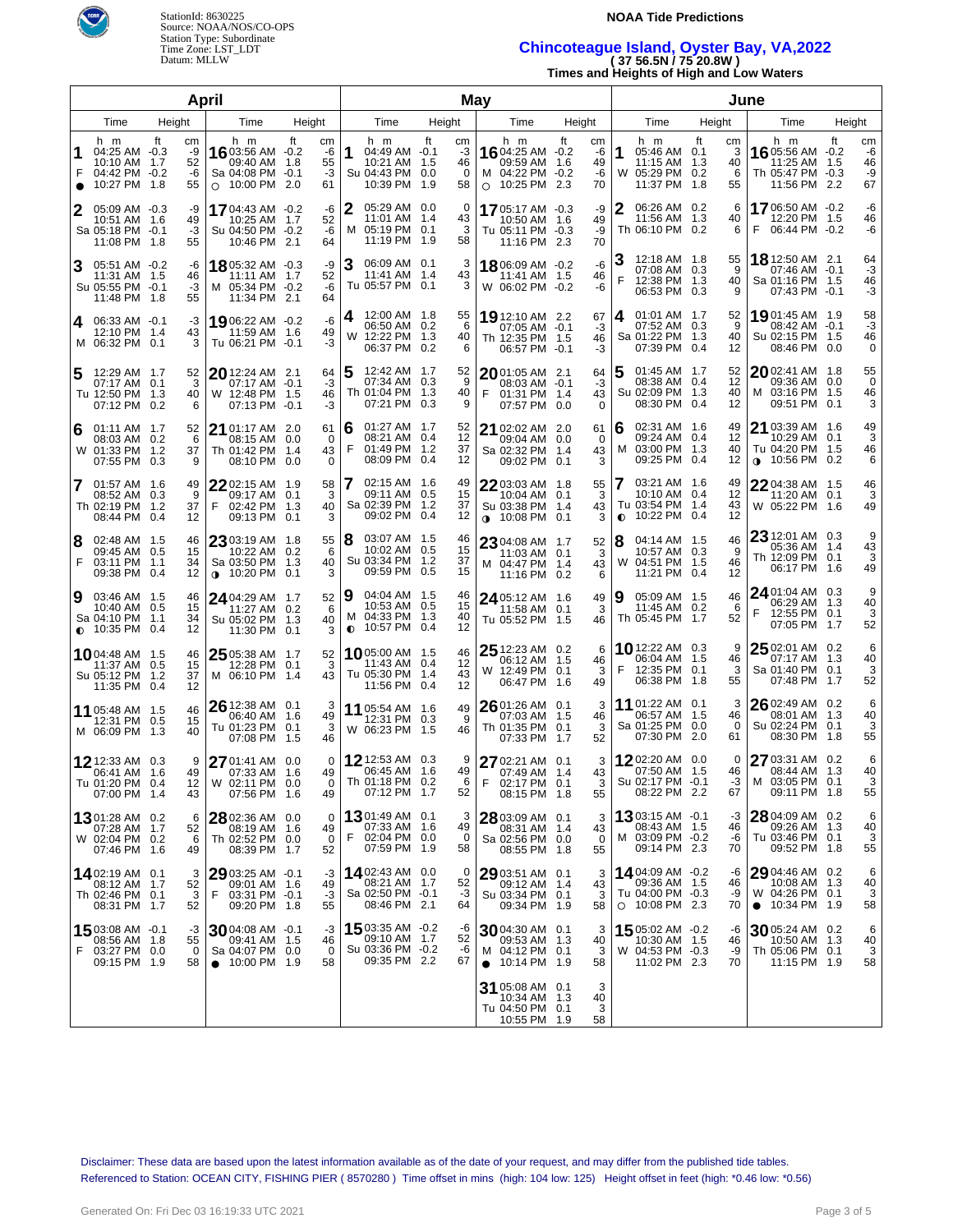StationId: 8630225
Source: NOAA/NOS/CO-OPS
Station Type: Subordinate
Time Zone: LST_LDT
Datum: MLLW

**NOAA Tide Predictions**

## Chincoteague Island, Oyster Bay, VA,2022
**( 37 56.5N / 75 20.8W )**
**Times and Heights of High and Low Waters**

### April

| Day | Time | ft | cm |
|---|---|---|---|
| 1 F ● | 04:25 AM | -0.3 | -9 |
| | 10:10 AM | 1.7 | 52 |
| | 04:42 PM | -0.2 | -6 |
| | 10:27 PM | 1.8 | 55 |
| 2 Sa | 05:09 AM | -0.3 | -9 |
| | 10:51 AM | 1.6 | 49 |
| | 05:18 PM | -0.1 | -3 |
| | 11:08 PM | 1.8 | 55 |
| 3 Su | 05:51 AM | -0.2 | -6 |
| | 11:31 AM | 1.5 | 46 |
| | 05:55 PM | -0.1 | -3 |
| | 11:48 PM | 1.8 | 55 |
| 4 M | 06:33 AM | -0.1 | -3 |
| | 12:10 PM | 1.4 | 43 |
| | 06:32 PM | 0.1 | 3 |
| 5 Tu | 12:29 AM | 1.7 | 52 |
| | 07:17 AM | 0.1 | 3 |
| | 12:50 PM | 1.3 | 40 |
| | 07:12 PM | 0.2 | 6 |
| 6 W | 01:11 AM | 1.7 | 52 |
| | 08:03 AM | 0.2 | 6 |
| | 01:33 PM | 1.2 | 37 |
| | 07:55 PM | 0.3 | 9 |
| 7 Th | 01:57 AM | 1.6 | 49 |
| | 08:52 AM | 0.3 | 9 |
| | 02:19 PM | 1.2 | 37 |
| | 08:44 PM | 0.4 | 12 |
| 8 F | 02:48 AM | 1.5 | 46 |
| | 09:45 AM | 0.5 | 15 |
| | 03:11 PM | 1.1 | 34 |
| | 09:38 PM | 0.4 | 12 |
| 9 Sa ◐ | 03:46 AM | 1.5 | 46 |
| | 10:40 AM | 0.5 | 15 |
| | 04:10 PM | 1.1 | 34 |
| | 10:35 PM | 0.4 | 12 |
| 10 Su | 04:48 AM | 1.5 | 46 |
| | 11:37 AM | 0.5 | 15 |
| | 05:12 PM | 1.2 | 37 |
| | 11:35 PM | 0.4 | 12 |
| 11 M | 05:48 AM | 1.5 | 46 |
| | 12:31 PM | 0.5 | 15 |
| | 06:09 PM | 1.3 | 40 |
| 12 Tu | 12:33 AM | 0.3 | 9 |
| | 06:41 AM | 1.6 | 49 |
| | 01:20 PM | 0.4 | 12 |
| | 07:00 PM | 1.4 | 43 |
| 13 W | 01:28 AM | 0.2 | 6 |
| | 07:28 AM | 1.7 | 52 |
| | 02:04 PM | 0.2 | 6 |
| | 07:46 PM | 1.6 | 49 |
| 14 Th | 02:19 AM | 0.1 | 3 |
| | 08:12 AM | 1.7 | 52 |
| | 02:46 PM | 0.1 | 3 |
| | 08:31 PM | 1.7 | 52 |
| 15 F | 03:08 AM | -0.1 | -3 |
| | 08:56 AM | 1.8 | 55 |
| | 03:27 PM | 0.0 | 0 |
| | 09:15 PM | 1.9 | 58 |
| 16 Sa ○ | 03:56 AM | -0.2 | -6 |
| | 09:40 AM | 1.8 | 55 |
| | 04:08 PM | -0.1 | -3 |
| | 10:00 PM | 2.0 | 61 |
| 17 Su | 04:43 AM | -0.2 | -6 |
| | 10:25 AM | 1.7 | 52 |
| | 04:50 PM | -0.2 | -6 |
| | 10:46 PM | 2.1 | 64 |
| 18 M | 05:32 AM | -0.3 | -9 |
| | 11:11 AM | 1.7 | 52 |
| | 05:34 PM | -0.2 | -6 |
| | 11:34 PM | 2.1 | 64 |
| 19 Tu | 06:22 AM | -0.2 | -6 |
| | 11:59 AM | 1.6 | 49 |
| | 06:21 PM | -0.1 | -3 |
| 20 W | 12:24 AM | 2.1 | 64 |
| | 07:17 AM | -0.1 | -3 |
| | 12:48 PM | 1.5 | 46 |
| | 07:13 PM | -0.1 | -3 |
| 21 Th | 01:17 AM | 2.0 | 61 |
| | 08:15 AM | 0.0 | 0 |
| | 01:42 PM | 1.4 | 43 |
| | 08:10 PM | 0.0 | 0 |
| 22 F | 02:15 AM | 1.9 | 58 |
| | 09:17 AM | 0.1 | 3 |
| | 02:42 PM | 1.3 | 40 |
| | 09:13 PM | 0.1 | 3 |
| 23 Sa ◑ | 03:19 AM | 1.8 | 55 |
| | 10:22 AM | 0.2 | 6 |
| | 03:50 PM | 1.3 | 40 |
| | 10:20 PM | 0.1 | 3 |
| 24 Su | 04:29 AM | 1.7 | 52 |
| | 11:27 AM | 0.2 | 6 |
| | 05:02 PM | 1.3 | 40 |
| | 11:30 PM | 0.1 | 3 |
| 25 M | 05:38 AM | 1.7 | 52 |
| | 12:28 PM | 0.1 | 3 |
| | 06:10 PM | 1.4 | 43 |
| 26 Tu | 12:38 AM | 0.1 | 3 |
| | 06:40 AM | 1.6 | 49 |
| | 01:23 PM | 0.1 | 3 |
| | 07:08 PM | 1.5 | 46 |
| 27 W | 01:41 AM | 0.0 | 0 |
| | 07:33 AM | 1.6 | 49 |
| | 02:11 PM | 0.0 | 0 |
| | 07:56 PM | 1.6 | 49 |
| 28 Th | 02:36 AM | 0.0 | 0 |
| | 08:19 AM | 1.6 | 49 |
| | 02:52 PM | 0.0 | 0 |
| | 08:39 PM | 1.7 | 52 |
| 29 F | 03:25 AM | -0.1 | -3 |
| | 09:01 AM | 1.6 | 49 |
| | 03:31 PM | -0.1 | -3 |
| | 09:20 PM | 1.8 | 55 |
| 30 Sa ● | 04:08 AM | -0.1 | -3 |
| | 09:41 AM | 1.5 | 46 |
| | 04:07 PM | 0.0 | 0 |
| | 10:00 PM | 1.9 | 58 |

### May

| Day | Time | ft | cm |
|---|---|---|---|
| 1 Su | 04:49 AM | -0.1 | -3 |
| | 10:21 AM | 1.5 | 46 |
| | 04:43 PM | 0.0 | 0 |
| | 10:39 PM | 1.9 | 58 |
| 2 M | 05:29 AM | 0.0 | 0 |
| | 11:01 AM | 1.4 | 43 |
| | 05:19 PM | 0.1 | 3 |
| | 11:19 PM | 1.9 | 58 |
| 3 Tu | 06:09 AM | 0.1 | 3 |
| | 11:41 AM | 1.4 | 43 |
| | 05:57 PM | 0.1 | 3 |
| 4 W | 12:00 AM | 1.8 | 55 |
| | 06:50 AM | 0.2 | 6 |
| | 12:22 PM | 1.3 | 40 |
| | 06:37 PM | 0.2 | 6 |
| 5 Th | 12:42 AM | 1.7 | 52 |
| | 07:34 AM | 0.3 | 9 |
| | 01:04 PM | 1.3 | 40 |
| | 07:21 PM | 0.3 | 9 |
| 6 F | 01:27 AM | 1.7 | 52 |
| | 08:21 AM | 0.4 | 12 |
| | 01:49 PM | 1.2 | 37 |
| | 08:09 PM | 0.4 | 12 |
| 7 Sa | 02:15 AM | 1.6 | 49 |
| | 09:11 AM | 0.5 | 15 |
| | 02:39 PM | 1.2 | 37 |
| | 09:02 PM | 0.4 | 12 |
| 8 Su | 03:07 AM | 1.5 | 46 |
| | 10:02 AM | 0.5 | 15 |
| | 03:34 PM | 1.2 | 37 |
| | 09:59 PM | 0.5 | 15 |
| 9 M ◐ | 04:04 AM | 1.5 | 46 |
| | 10:53 AM | 0.5 | 15 |
| | 04:33 PM | 1.3 | 40 |
| | 10:57 PM | 0.4 | 12 |
| 10 Tu | 05:00 AM | 1.5 | 46 |
| | 11:43 AM | 0.4 | 12 |
| | 05:30 PM | 1.4 | 43 |
| | 11:56 PM | 0.4 | 12 |
| 11 W | 05:54 AM | 1.6 | 49 |
| | 12:31 PM | 0.3 | 9 |
| | 06:23 PM | 1.5 | 46 |
| 12 Th | 12:53 AM | 0.3 | 9 |
| | 06:45 AM | 1.6 | 49 |
| | 01:18 PM | 0.2 | 6 |
| | 07:12 PM | 1.7 | 52 |
| 13 F | 01:49 AM | 0.1 | 3 |
| | 07:33 AM | 1.6 | 49 |
| | 02:04 PM | 0.0 | 0 |
| | 07:59 PM | 1.9 | 58 |
| 14 Sa | 02:43 AM | 0.0 | 0 |
| | 08:21 AM | 1.7 | 52 |
| | 02:50 PM | -0.1 | -3 |
| | 08:46 PM | 2.1 | 64 |
| 15 Su | 03:35 AM | -0.2 | -6 |
| | 09:10 AM | 1.7 | 52 |
| | 03:36 PM | -0.2 | -6 |
| | 09:35 PM | 2.2 | 67 |
| 16 M ○ | 04:25 AM | -0.2 | -6 |
| | 09:59 AM | 1.6 | 49 |
| | 04:22 PM | -0.2 | -6 |
| | 10:25 PM | 2.3 | 70 |
| 17 Tu | 05:17 AM | -0.3 | -9 |
| | 10:50 AM | 1.6 | 49 |
| | 05:11 PM | -0.3 | -9 |
| | 11:16 PM | 2.3 | 70 |
| 18 W | 06:09 AM | -0.2 | -6 |
| | 11:41 AM | 1.5 | 46 |
| | 06:02 PM | -0.2 | -6 |
| 19 Th | 12:10 AM | 2.2 | 67 |
| | 07:05 AM | -0.1 | -3 |
| | 12:35 PM | 1.5 | 46 |
| | 06:57 PM | -0.1 | -3 |
| 20 F | 01:05 AM | 2.1 | 64 |
| | 08:03 AM | -0.1 | -3 |
| | 01:31 PM | 1.4 | 43 |
| | 07:57 PM | 0.0 | 0 |
| 21 Sa | 02:02 AM | 2.0 | 61 |
| | 09:04 AM | 0.0 | 0 |
| | 02:32 PM | 1.4 | 43 |
| | 09:02 PM | 0.1 | 3 |
| 22 Su ◑ | 03:03 AM | 1.8 | 55 |
| | 10:04 AM | 0.1 | 3 |
| | 03:38 PM | 1.4 | 43 |
| | 10:08 PM | 0.1 | 3 |
| 23 M | 04:08 AM | 1.7 | 52 |
| | 11:03 AM | 0.1 | 3 |
| | 04:47 PM | 1.4 | 43 |
| | 11:16 PM | 0.2 | 6 |
| 24 Tu | 05:12 AM | 1.6 | 49 |
| | 11:58 AM | 0.1 | 3 |
| | 05:52 PM | 1.5 | 46 |
| 25 W | 12:23 AM | 0.2 | 6 |
| | 06:12 AM | 1.5 | 46 |
| | 12:49 PM | 0.1 | 3 |
| | 06:47 PM | 1.6 | 49 |
| 26 Th | 01:26 AM | 0.1 | 3 |
| | 07:03 AM | 1.5 | 46 |
| | 01:35 PM | 0.1 | 3 |
| | 07:33 PM | 1.7 | 52 |
| 27 F | 02:21 AM | 0.1 | 3 |
| | 07:49 AM | 1.4 | 43 |
| | 02:17 PM | 0.1 | 3 |
| | 08:15 PM | 1.8 | 55 |
| 28 Sa | 03:09 AM | 0.1 | 3 |
| | 08:31 AM | 1.4 | 43 |
| | 02:56 PM | 0.0 | 0 |
| | 08:55 PM | 1.8 | 55 |
| 29 Su | 03:51 AM | 0.1 | 3 |
| | 09:12 AM | 1.4 | 43 |
| | 03:34 PM | 0.1 | 3 |
| | 09:34 PM | 1.9 | 58 |
| 30 M ● | 04:30 AM | 0.1 | 3 |
| | 09:53 AM | 1.3 | 40 |
| | 04:12 PM | 0.1 | 3 |
| | 10:14 PM | 1.9 | 58 |
| 31 Tu | 05:08 AM | 0.1 | 3 |
| | 10:34 AM | 1.3 | 40 |
| | 04:50 PM | 0.1 | 3 |
| | 10:55 PM | 1.9 | 58 |

### June

| Day | Time | ft | cm |
|---|---|---|---|
| 1 W | 05:46 AM | 0.1 | 3 |
| | 11:15 AM | 1.3 | 40 |
| | 05:29 PM | 0.2 | 6 |
| | 11:37 PM | 1.8 | 55 |
| 2 Th | 06:26 AM | 0.2 | 6 |
| | 11:56 AM | 1.3 | 40 |
| | 06:10 PM | 0.2 | 6 |
| 3 F | 12:18 AM | 1.8 | 55 |
| | 07:08 AM | 0.3 | 9 |
| | 12:38 PM | 1.3 | 40 |
| | 06:53 PM | 0.3 | 9 |
| 4 Sa | 01:01 AM | 1.7 | 52 |
| | 07:52 AM | 0.3 | 9 |
| | 01:22 PM | 1.3 | 40 |
| | 07:39 PM | 0.4 | 12 |
| 5 Su | 01:45 AM | 1.7 | 52 |
| | 08:38 AM | 0.4 | 12 |
| | 02:09 PM | 1.3 | 40 |
| | 08:30 PM | 0.4 | 12 |
| 6 M | 02:31 AM | 1.6 | 49 |
| | 09:24 AM | 0.4 | 12 |
| | 03:00 PM | 1.3 | 40 |
| | 09:25 PM | 0.4 | 12 |
| 7 Tu ◐ | 03:21 AM | 1.6 | 49 |
| | 10:10 AM | 0.4 | 12 |
| | 03:54 PM | 1.4 | 43 |
| | 10:22 PM | 0.4 | 12 |
| 8 W | 04:14 AM | 1.5 | 46 |
| | 10:57 AM | 0.3 | 9 |
| | 04:51 PM | 1.5 | 46 |
| | 11:21 PM | 0.4 | 12 |
| 9 Th | 05:09 AM | 1.5 | 46 |
| | 11:45 AM | 0.2 | 6 |
| | 05:45 PM | 1.7 | 52 |
| 10 F | 12:22 AM | 0.3 | 9 |
| | 06:04 AM | 1.5 | 46 |
| | 12:35 PM | 0.1 | 3 |
| | 06:38 PM | 1.8 | 55 |
| 11 Sa | 01:22 AM | 0.1 | 3 |
| | 06:57 AM | 1.5 | 46 |
| | 01:25 PM | 0.0 | 0 |
| | 07:30 PM | 2.0 | 61 |
| 12 Su | 02:20 AM | 0.0 | 0 |
| | 07:50 AM | 1.5 | 46 |
| | 02:17 PM | -0.1 | -3 |
| | 08:22 PM | 2.2 | 67 |
| 13 M | 03:15 AM | -0.1 | -3 |
| | 08:43 AM | 1.5 | 46 |
| | 03:09 PM | -0.2 | -6 |
| | 09:14 PM | 2.3 | 70 |
| 14 Tu ○ | 04:09 AM | -0.2 | -6 |
| | 09:36 AM | 1.5 | 46 |
| | 04:00 PM | -0.3 | -9 |
| | 10:08 PM | 2.3 | 70 |
| 15 W | 05:02 AM | -0.2 | -6 |
| | 10:30 AM | 1.5 | 46 |
| | 04:53 PM | -0.3 | -9 |
| | 11:02 PM | 2.3 | 70 |
| 16 Th | 05:56 AM | -0.2 | -6 |
| | 11:25 AM | 1.5 | 46 |
| | 05:47 PM | -0.3 | -9 |
| | 11:56 PM | 2.2 | 67 |
| 17 F | 06:50 AM | -0.2 | -6 |
| | 12:20 PM | 1.5 | 46 |
| | 06:44 PM | -0.2 | -6 |
| 18 Sa | 12:50 AM | 2.1 | 64 |
| | 07:46 AM | -0.1 | -3 |
| | 01:16 PM | 1.5 | 46 |
| | 07:43 PM | -0.1 | -3 |
| 19 Su | 01:45 AM | 1.9 | 58 |
| | 08:42 AM | -0.1 | -3 |
| | 02:15 PM | 1.5 | 46 |
| | 08:46 PM | 0.0 | 0 |
| 20 M | 02:41 AM | 1.8 | 55 |
| | 09:36 AM | 0.0 | 0 |
| | 03:16 PM | 1.5 | 46 |
| | 09:51 PM | 0.1 | 3 |
| 21 Tu ◑ | 03:39 AM | 1.6 | 49 |
| | 10:29 AM | 0.1 | 3 |
| | 04:20 PM | 1.5 | 46 |
| | 10:56 PM | 0.2 | 6 |
| 22 W | 04:38 AM | 1.5 | 46 |
| | 11:20 AM | 0.1 | 3 |
| | 05:22 PM | 1.6 | 49 |
| 23 Th | 12:01 AM | 0.3 | 9 |
| | 05:36 AM | 1.4 | 43 |
| | 12:09 PM | 0.1 | 3 |
| | 06:17 PM | 1.6 | 49 |
| 24 F | 01:04 AM | 0.3 | 9 |
| | 06:29 AM | 1.3 | 40 |
| | 12:55 PM | 0.1 | 3 |
| | 07:05 PM | 1.7 | 52 |
| 25 Sa | 02:01 AM | 0.2 | 6 |
| | 07:17 AM | 1.3 | 40 |
| | 01:40 PM | 0.1 | 3 |
| | 07:48 PM | 1.7 | 52 |
| 26 Su | 02:49 AM | 0.2 | 6 |
| | 08:01 AM | 1.3 | 40 |
| | 02:24 PM | 0.1 | 3 |
| | 08:30 PM | 1.8 | 55 |
| 27 M | 03:31 AM | 0.2 | 6 |
| | 08:44 AM | 1.3 | 40 |
| | 03:05 PM | 0.1 | 3 |
| | 09:11 PM | 1.8 | 55 |
| 28 Tu | 04:09 AM | 0.2 | 6 |
| | 09:26 AM | 1.3 | 40 |
| | 03:46 PM | 0.1 | 3 |
| | 09:52 PM | 1.8 | 55 |
| 29 W ● | 04:46 AM | 0.2 | 6 |
| | 10:08 AM | 1.3 | 40 |
| | 04:26 PM | 0.1 | 3 |
| | 10:34 PM | 1.9 | 58 |
| 30 Th | 05:24 AM | 0.2 | 6 |
| | 10:50 AM | 1.3 | 40 |
| | 05:06 PM | 0.1 | 3 |
| | 11:15 PM | 1.9 | 58 |

Disclaimer: These data are based upon the latest information available as of the date of your request, and may differ from the published tide tables.
Referenced to Station: OCEAN CITY, FISHING PIER ( 8570280 ) Time offset in mins (high: 104 low: 125) Height offset in feet (high: *0.46 low: *0.56)

Generated On: Fri Dec 03 16:19:33 UTC 2021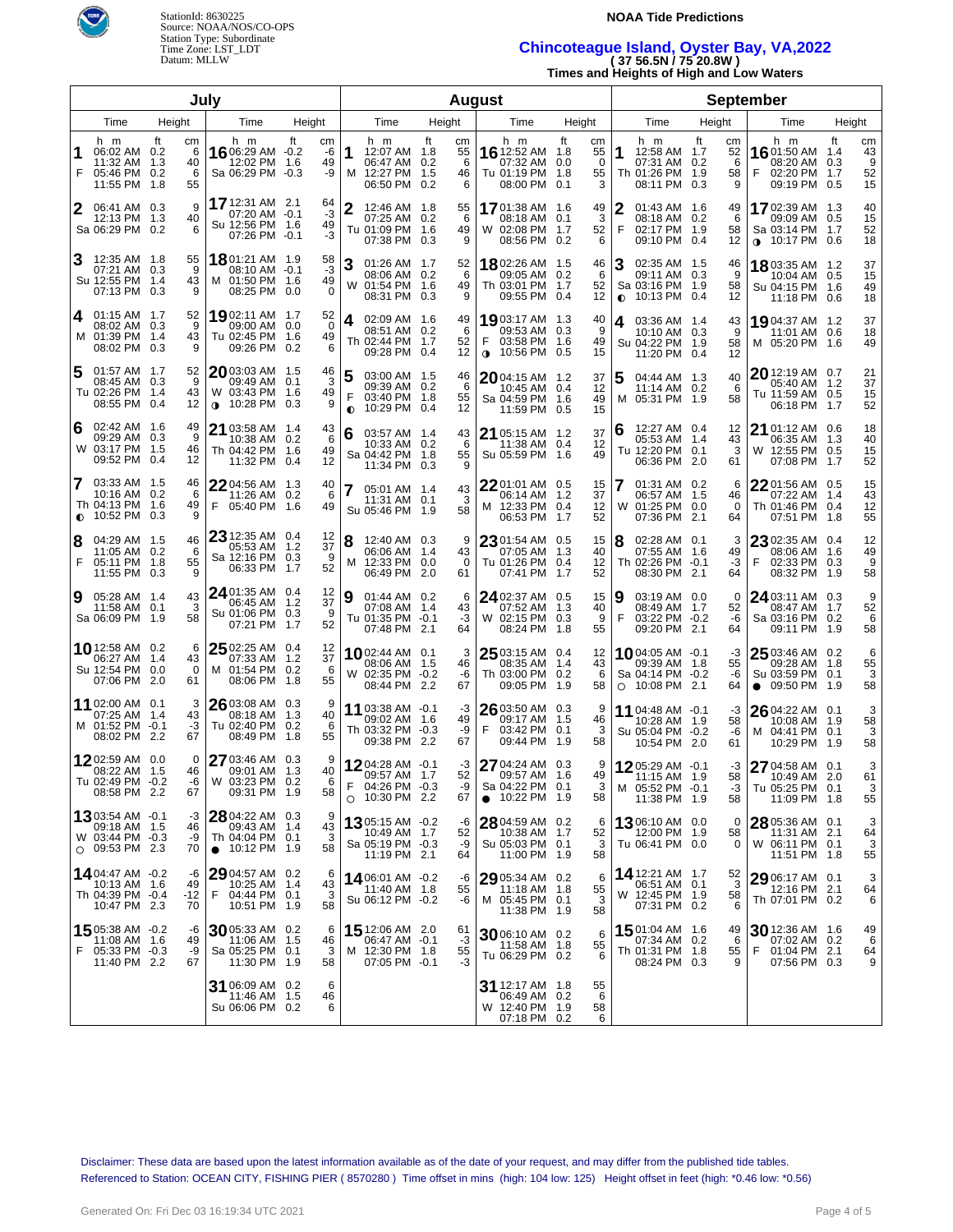StationId: 8630225
Source: NOAA/NOS/CO-OPS
Station Type: Subordinate
Time Zone: LST_LDT
Datum: MLLW

**NOAA Tide Predictions**

## Chincoteague Island, Oyster Bay, VA,2022
**( 37 56.5N / 75 20.8W )**
**Times and Heights of High and Low Waters**

### July

| Day | Time (h m) | Height (ft) | Height (cm) |
|---|---|---|---|
| 1 F | 06:02 AM | 0.2 | 6 |
| | 11:32 AM | 1.3 | 40 |
| | 05:46 PM | 0.2 | 6 |
| | 11:55 PM | 1.8 | 55 |
| 2 Sa | 06:41 AM | 0.3 | 9 |
| | 12:13 PM | 1.3 | 40 |
| | 06:29 PM | 0.2 | 6 |
| 3 Su | 12:35 AM | 1.8 | 55 |
| | 07:21 AM | 0.3 | 9 |
| | 12:55 PM | 1.4 | 43 |
| | 07:13 PM | 0.3 | 9 |
| 4 M | 01:15 AM | 1.7 | 52 |
| | 08:02 AM | 0.3 | 9 |
| | 01:39 PM | 1.4 | 43 |
| | 08:02 PM | 0.3 | 9 |
| 5 Tu | 01:57 AM | 1.7 | 52 |
| | 08:45 AM | 0.3 | 9 |
| | 02:26 PM | 1.4 | 43 |
| | 08:55 PM | 0.4 | 12 |
| 6 W | 02:42 AM | 1.6 | 49 |
| | 09:29 AM | 0.3 | 9 |
| | 03:17 PM | 1.5 | 46 |
| | 09:52 PM | 0.4 | 12 |
| 7 Th ◐ | 03:33 AM | 1.5 | 46 |
| | 10:16 AM | 0.2 | 6 |
| | 04:13 PM | 1.6 | 49 |
| | 10:52 PM | 0.3 | 9 |
| 8 F | 04:29 AM | 1.5 | 46 |
| | 11:05 AM | 0.2 | 6 |
| | 05:11 PM | 1.8 | 55 |
| | 11:55 PM | 0.3 | 9 |
| 9 Sa | 05:28 AM | 1.4 | 43 |
| | 11:58 AM | 0.1 | 3 |
| | 06:09 PM | 1.9 | 58 |
| 10 Su | 12:58 AM | 0.2 | 6 |
| | 06:27 AM | 1.4 | 43 |
| | 12:54 PM | 0.0 | 0 |
| | 07:06 PM | 2.0 | 61 |
| 11 M | 02:00 AM | 0.1 | 3 |
| | 07:25 AM | 1.4 | 43 |
| | 01:52 PM | -0.1 | -3 |
| | 08:02 PM | 2.2 | 67 |
| 12 Tu | 02:59 AM | 0.0 | 0 |
| | 08:22 AM | 1.5 | 46 |
| | 02:49 PM | -0.2 | -6 |
| | 08:58 PM | 2.2 | 67 |
| 13 W ○ | 03:54 AM | -0.1 | -3 |
| | 09:18 AM | 1.5 | 46 |
| | 03:44 PM | -0.3 | -9 |
| | 09:53 PM | 2.3 | 70 |
| 14 Th | 04:47 AM | -0.2 | -6 |
| | 10:13 AM | 1.6 | 49 |
| | 04:39 PM | -0.4 | -12 |
| | 10:47 PM | 2.3 | 70 |
| 15 F | 05:38 AM | -0.2 | -6 |
| | 11:08 AM | 1.6 | 49 |
| | 05:33 PM | -0.3 | -9 |
| | 11:40 PM | 2.2 | 67 |
| 16 Sa | 06:29 AM | -0.2 | -6 |
| | 12:02 PM | 1.6 | 49 |
| | 06:29 PM | -0.3 | -9 |
| 17 Su | 12:31 AM | 2.1 | 64 |
| | 07:20 AM | -0.1 | -3 |
| | 12:56 PM | 1.6 | 49 |
| | 07:26 PM | -0.1 | -3 |
| 18 M | 01:21 AM | 1.9 | 58 |
| | 08:10 AM | -0.1 | -3 |
| | 01:50 PM | 1.6 | 49 |
| | 08:25 PM | 0.0 | 0 |
| 19 Tu | 02:11 AM | 1.7 | 52 |
| | 09:00 AM | 0.0 | 0 |
| | 02:45 PM | 1.6 | 49 |
| | 09:26 PM | 0.2 | 6 |
| 20 W ◑ | 03:03 AM | 1.5 | 46 |
| | 09:49 AM | 0.1 | 3 |
| | 03:43 PM | 1.6 | 49 |
| | 10:28 PM | 0.3 | 9 |
| 21 Th | 03:58 AM | 1.4 | 43 |
| | 10:38 AM | 0.2 | 6 |
| | 04:42 PM | 1.6 | 49 |
| | 11:32 PM | 0.4 | 12 |
| 22 F | 04:56 AM | 1.3 | 40 |
| | 11:26 AM | 0.2 | 6 |
| | 05:40 PM | 1.6 | 49 |
| 23 Sa | 12:35 AM | 0.4 | 12 |
| | 05:53 AM | 1.2 | 37 |
| | 12:16 PM | 0.3 | 9 |
| | 06:33 PM | 1.7 | 52 |
| 24 Su | 01:35 AM | 0.4 | 12 |
| | 06:45 AM | 1.2 | 37 |
| | 01:06 PM | 0.3 | 9 |
| | 07:21 PM | 1.7 | 52 |
| 25 M | 02:25 AM | 0.4 | 12 |
| | 07:33 AM | 1.2 | 37 |
| | 01:54 PM | 0.2 | 6 |
| | 08:06 PM | 1.8 | 55 |
| 26 Tu | 03:08 AM | 0.3 | 9 |
| | 08:18 AM | 1.3 | 40 |
| | 02:40 PM | 0.2 | 6 |
| | 08:49 PM | 1.8 | 55 |
| 27 W | 03:46 AM | 0.3 | 9 |
| | 09:01 AM | 1.3 | 40 |
| | 03:23 PM | 0.2 | 6 |
| | 09:31 PM | 1.9 | 58 |
| 28 Th ● | 04:22 AM | 0.3 | 9 |
| | 09:43 AM | 1.4 | 43 |
| | 04:04 PM | 0.1 | 3 |
| | 10:12 PM | 1.9 | 58 |
| 29 F | 04:57 AM | 0.2 | 6 |
| | 10:25 AM | 1.4 | 43 |
| | 04:44 PM | 0.1 | 3 |
| | 10:51 PM | 1.9 | 58 |
| 30 Sa | 05:33 AM | 0.2 | 6 |
| | 11:06 AM | 1.5 | 46 |
| | 05:25 PM | 0.1 | 3 |
| | 11:30 PM | 1.9 | 58 |
| 31 Su | 06:09 AM | 0.2 | 6 |
| | 11:46 AM | 1.5 | 46 |
| | 06:06 PM | 0.2 | 6 |

### August

| Day | Time (h m) | Height (ft) | Height (cm) |
|---|---|---|---|
| 1 M | 12:07 AM | 1.8 | 55 |
| | 06:47 AM | 0.2 | 6 |
| | 12:27 PM | 1.5 | 46 |
| | 06:50 PM | 0.2 | 6 |
| 2 Tu | 12:46 AM | 1.8 | 55 |
| | 07:25 AM | 0.2 | 6 |
| | 01:09 PM | 1.6 | 49 |
| | 07:38 PM | 0.3 | 9 |
| 3 W | 01:26 AM | 1.7 | 52 |
| | 08:06 AM | 0.2 | 6 |
| | 01:54 PM | 1.6 | 49 |
| | 08:31 PM | 0.3 | 9 |
| 4 Th | 02:09 AM | 1.6 | 49 |
| | 08:51 AM | 0.2 | 6 |
| | 02:44 PM | 1.7 | 52 |
| | 09:28 PM | 0.4 | 12 |
| 5 F ◐ | 03:00 AM | 1.5 | 46 |
| | 09:39 AM | 0.2 | 6 |
| | 03:40 PM | 1.8 | 55 |
| | 10:29 PM | 0.4 | 12 |
| 6 Sa | 03:57 AM | 1.4 | 43 |
| | 10:33 AM | 0.2 | 6 |
| | 04:42 PM | 1.8 | 55 |
| | 11:34 PM | 0.3 | 9 |
| 7 Su | 05:01 AM | 1.4 | 43 |
| | 11:31 AM | 0.1 | 3 |
| | 05:46 PM | 1.9 | 58 |
| 8 M | 12:40 AM | 0.3 | 9 |
| | 06:06 AM | 1.4 | 43 |
| | 12:33 PM | 0.0 | 0 |
| | 06:49 PM | 2.0 | 61 |
| 9 Tu | 01:44 AM | 0.2 | 6 |
| | 07:08 AM | 1.4 | 43 |
| | 01:35 PM | -0.1 | -3 |
| | 07:48 PM | 2.1 | 64 |
| 10 W | 02:44 AM | 0.1 | 3 |
| | 08:06 AM | 1.5 | 46 |
| | 02:35 PM | -0.2 | -6 |
| | 08:44 PM | 2.2 | 67 |
| 11 Th | 03:38 AM | -0.1 | -3 |
| | 09:02 AM | 1.6 | 49 |
| | 03:32 PM | -0.3 | -9 |
| | 09:38 PM | 2.2 | 67 |
| 12 F ○ | 04:28 AM | -0.1 | -3 |
| | 09:57 AM | 1.7 | 52 |
| | 04:26 PM | -0.3 | -9 |
| | 10:30 PM | 2.2 | 67 |
| 13 Sa | 05:15 AM | -0.2 | -6 |
| | 10:49 AM | 1.7 | 52 |
| | 05:19 PM | -0.3 | -9 |
| | 11:19 PM | 2.1 | 64 |
| 14 Su | 06:01 AM | -0.2 | -6 |
| | 11:40 AM | 1.8 | 55 |
| | 06:12 PM | -0.2 | -6 |
| 15 M | 12:06 AM | 2.0 | 61 |
| | 06:47 AM | -0.1 | -3 |
| | 12:30 PM | 1.8 | 55 |
| | 07:05 PM | -0.1 | -3 |
| 16 Tu | 12:52 AM | 1.8 | 55 |
| | 07:32 AM | 0.0 | 0 |
| | 01:19 PM | 1.8 | 55 |
| | 08:00 PM | 0.1 | 3 |
| 17 W | 01:38 AM | 1.6 | 49 |
| | 08:18 AM | 0.1 | 3 |
| | 02:08 PM | 1.7 | 52 |
| | 08:56 PM | 0.2 | 6 |
| 18 Th | 02:26 AM | 1.5 | 46 |
| | 09:05 AM | 0.2 | 6 |
| | 03:01 PM | 1.7 | 52 |
| | 09:55 PM | 0.4 | 12 |
| 19 F ◑ | 03:17 AM | 1.3 | 40 |
| | 09:53 AM | 0.3 | 9 |
| | 03:58 PM | 1.6 | 49 |
| | 10:56 PM | 0.5 | 15 |
| 20 Sa | 04:15 AM | 1.2 | 37 |
| | 10:45 AM | 0.4 | 12 |
| | 04:59 PM | 1.6 | 49 |
| | 11:59 PM | 0.5 | 15 |
| 21 Su | 05:15 AM | 1.2 | 37 |
| | 11:38 AM | 0.4 | 12 |
| | 05:59 PM | 1.6 | 49 |
| 22 M | 01:01 AM | 0.5 | 15 |
| | 06:14 AM | 1.2 | 37 |
| | 12:33 PM | 0.4 | 12 |
| | 06:53 PM | 1.7 | 52 |
| 23 Tu | 01:54 AM | 0.5 | 15 |
| | 07:05 AM | 1.3 | 40 |
| | 01:26 PM | 0.4 | 12 |
| | 07:41 PM | 1.7 | 52 |
| 24 W | 02:37 AM | 0.5 | 15 |
| | 07:52 AM | 1.3 | 40 |
| | 02:15 PM | 0.3 | 9 |
| | 08:24 PM | 1.8 | 55 |
| 25 Th | 03:15 AM | 0.4 | 12 |
| | 08:35 AM | 1.4 | 43 |
| | 03:00 PM | 0.2 | 6 |
| | 09:05 PM | 1.9 | 58 |
| 26 F | 03:50 AM | 0.3 | 9 |
| | 09:17 AM | 1.5 | 46 |
| | 03:42 PM | 0.1 | 3 |
| | 09:44 PM | 1.9 | 58 |
| 27 Sa ● | 04:24 AM | 0.3 | 9 |
| | 09:57 AM | 1.6 | 49 |
| | 04:22 PM | 0.1 | 3 |
| | 10:22 PM | 1.9 | 58 |
| 28 Su | 04:59 AM | 0.2 | 6 |
| | 10:38 AM | 1.7 | 52 |
| | 05:03 PM | 0.1 | 3 |
| | 11:00 PM | 1.9 | 58 |
| 29 M | 05:34 AM | 0.2 | 6 |
| | 11:18 AM | 1.8 | 55 |
| | 05:45 PM | 0.1 | 3 |
| | 11:38 PM | 1.9 | 58 |
| 30 Tu | 06:10 AM | 0.2 | 6 |
| | 11:58 AM | 1.8 | 55 |
| | 06:29 PM | 0.2 | 6 |
| 31 W | 12:17 AM | 1.8 | 55 |
| | 06:49 AM | 0.2 | 6 |
| | 12:40 PM | 1.9 | 58 |
| | 07:18 PM | 0.2 | 6 |

### September

| Day | Time (h m) | Height (ft) | Height (cm) |
|---|---|---|---|
| 1 Th | 12:58 AM | 1.7 | 52 |
| | 07:31 AM | 0.2 | 6 |
| | 01:26 PM | 1.9 | 58 |
| | 08:11 PM | 0.3 | 9 |
| 2 F | 01:43 AM | 1.6 | 49 |
| | 08:18 AM | 0.2 | 6 |
| | 02:17 PM | 1.9 | 58 |
| | 09:10 PM | 0.4 | 12 |
| 3 Sa ◐ | 02:35 AM | 1.5 | 46 |
| | 09:11 AM | 0.3 | 9 |
| | 03:16 PM | 1.9 | 58 |
| | 10:13 PM | 0.4 | 12 |
| 4 Su | 03:36 AM | 1.4 | 43 |
| | 10:10 AM | 0.3 | 9 |
| | 04:22 PM | 1.9 | 58 |
| | 11:20 PM | 0.4 | 12 |
| 5 M | 04:44 AM | 1.3 | 40 |
| | 11:14 AM | 0.2 | 6 |
| | 05:31 PM | 1.9 | 58 |
| 6 Tu | 12:27 AM | 0.4 | 12 |
| | 05:53 AM | 1.4 | 43 |
| | 12:20 PM | 0.1 | 3 |
| | 06:36 PM | 2.0 | 61 |
| 7 W | 01:31 AM | 0.2 | 6 |
| | 06:57 AM | 1.5 | 46 |
| | 01:25 PM | 0.0 | 0 |
| | 07:36 PM | 2.1 | 64 |
| 8 Th | 02:28 AM | 0.1 | 3 |
| | 07:55 AM | 1.6 | 49 |
| | 02:26 PM | -0.1 | -3 |
| | 08:30 PM | 2.1 | 64 |
| 9 F | 03:19 AM | 0.0 | 0 |
| | 08:49 AM | 1.7 | 52 |
| | 03:22 PM | -0.2 | -6 |
| | 09:20 PM | 2.1 | 64 |
| 10 Sa ○ | 04:05 AM | -0.1 | -3 |
| | 09:39 AM | 1.8 | 55 |
| | 04:14 PM | -0.2 | -6 |
| | 10:08 PM | 2.1 | 64 |
| 11 Su | 04:48 AM | -0.1 | -3 |
| | 10:28 AM | 1.9 | 58 |
| | 05:04 PM | -0.2 | -6 |
| | 10:54 PM | 2.0 | 61 |
| 12 M | 05:29 AM | -0.1 | -3 |
| | 11:15 AM | 1.9 | 58 |
| | 05:52 PM | -0.1 | -3 |
| | 11:38 PM | 1.9 | 58 |
| 13 Tu | 06:10 AM | 0.0 | 0 |
| | 12:00 PM | 1.9 | 58 |
| | 06:41 PM | 0.0 | 0 |
| 14 W | 12:21 AM | 1.7 | 52 |
| | 06:51 AM | 0.1 | 3 |
| | 12:45 PM | 1.9 | 58 |
| | 07:31 PM | 0.2 | 6 |
| 15 Th | 01:04 AM | 1.6 | 49 |
| | 07:34 AM | 0.2 | 6 |
| | 01:31 PM | 1.8 | 55 |
| | 08:24 PM | 0.3 | 9 |
| 16 F | 01:50 AM | 1.4 | 43 |
| | 08:20 AM | 0.3 | 9 |
| | 02:20 PM | 1.7 | 52 |
| | 09:19 PM | 0.5 | 15 |
| 17 Sa ◑ | 02:39 AM | 1.3 | 40 |
| | 09:09 AM | 0.5 | 15 |
| | 03:14 PM | 1.7 | 52 |
| | 10:17 PM | 0.6 | 18 |
| 18 Su | 03:35 AM | 1.2 | 37 |
| | 10:04 AM | 0.5 | 15 |
| | 04:15 PM | 1.6 | 49 |
| | 11:18 PM | 0.6 | 18 |
| 19 M | 04:37 AM | 1.2 | 37 |
| | 11:01 AM | 0.6 | 18 |
| | 05:20 PM | 1.6 | 49 |
| 20 Tu | 12:19 AM | 0.7 | 21 |
| | 05:40 AM | 1.2 | 37 |
| | 11:59 AM | 0.5 | 15 |
| | 06:18 PM | 1.7 | 52 |
| 21 W | 01:12 AM | 0.6 | 18 |
| | 06:35 AM | 1.3 | 40 |
| | 12:55 PM | 0.5 | 15 |
| | 07:08 PM | 1.7 | 52 |
| 22 Th | 01:56 AM | 0.5 | 15 |
| | 07:22 AM | 1.4 | 43 |
| | 01:46 PM | 0.4 | 12 |
| | 07:51 PM | 1.8 | 55 |
| 23 F | 02:35 AM | 0.4 | 12 |
| | 08:06 AM | 1.6 | 49 |
| | 02:33 PM | 0.3 | 9 |
| | 08:32 PM | 1.9 | 58 |
| 24 Sa | 03:11 AM | 0.3 | 9 |
| | 08:47 AM | 1.7 | 52 |
| | 03:16 PM | 0.2 | 6 |
| | 09:11 PM | 1.9 | 58 |
| 25 Su ● | 03:46 AM | 0.2 | 6 |
| | 09:28 AM | 1.8 | 55 |
| | 03:59 PM | 0.1 | 3 |
| | 09:50 PM | 1.9 | 58 |
| 26 M | 04:22 AM | 0.1 | 3 |
| | 10:08 AM | 1.9 | 58 |
| | 04:41 PM | 0.1 | 3 |
| | 10:29 PM | 1.9 | 58 |
| 27 Tu | 04:58 AM | 0.1 | 3 |
| | 10:49 AM | 2.0 | 61 |
| | 05:25 PM | 0.1 | 3 |
| | 11:09 PM | 1.8 | 55 |
| 28 W | 05:36 AM | 0.1 | 3 |
| | 11:31 AM | 2.1 | 64 |
| | 06:11 PM | 0.1 | 3 |
| | 11:51 PM | 1.8 | 55 |
| 29 Th | 06:17 AM | 0.1 | 3 |
| | 12:16 PM | 2.1 | 64 |
| | 07:01 PM | 0.2 | 6 |
| 30 F | 12:36 AM | 1.6 | 49 |
| | 07:02 AM | 0.2 | 6 |
| | 01:04 PM | 2.1 | 64 |
| | 07:56 PM | 0.3 | 9 |

Disclaimer: These data are based upon the latest information available as of the date of your request, and may differ from the published tide tables.
Referenced to Station: OCEAN CITY, FISHING PIER ( 8570280 ) Time offset in mins (high: 104 low: 125) Height offset in feet (high: *0.46 low: *0.56)

Generated On: Fri Dec 03 16:19:34 UTC 2021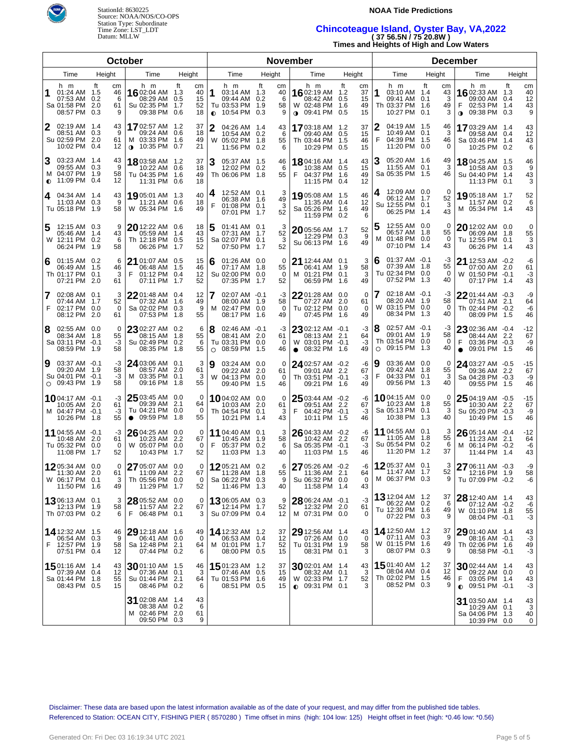StationId: 8630225
Source: NOAA/NOS/CO-OPS
Station Type: Subordinate
Time Zone: LST_LDT
Datum: MLLW

**NOAA Tide Predictions**

# Chincoteague Island, Oyster Bay, VA, 2022
**( 37 56.5N / 75 20.8W )**
**Times and Heights of High and Low Waters**

## October

| Date | Time (h m) | Height (ft) | Height (cm) |
|---|---|---|---|
| 1 Sa | 01:24 AM | 1.5 | 46 |
| | 07:53 AM | 0.2 | 6 |
| | 01:58 PM | 2.0 | 61 |
| | 08:57 PM | 0.3 | 9 |
| 2 Su | 02:19 AM | 1.4 | 43 |
| | 08:51 AM | 0.3 | 9 |
| | 02:59 PM | 2.0 | 61 |
| | 10:02 PM | 0.4 | 12 |
| 3 M ◐ | 03:23 AM | 1.4 | 43 |
| | 09:55 AM | 0.3 | 9 |
| | 04:07 PM | 1.9 | 58 |
| | 11:09 PM | 0.4 | 12 |
| 4 Tu | 04:34 AM | 1.4 | 43 |
| | 11:03 AM | 0.3 | 9 |
| | 05:18 PM | 1.9 | 58 |
| 5 W | 12:15 AM | 0.3 | 9 |
| | 05:46 AM | 1.4 | 43 |
| | 12:11 PM | 0.2 | 6 |
| | 06:24 PM | 1.9 | 58 |
| 6 Th | 01:15 AM | 0.2 | 6 |
| | 06:49 AM | 1.5 | 46 |
| | 01:17 PM | 0.1 | 3 |
| | 07:21 PM | 2.0 | 61 |
| 7 F | 02:08 AM | 0.1 | 3 |
| | 07:44 AM | 1.7 | 52 |
| | 02:17 PM | 0.0 | 0 |
| | 08:12 PM | 2.0 | 61 |
| 8 Sa | 02:55 AM | 0.0 | 0 |
| | 08:34 AM | 1.8 | 55 |
| | 03:11 PM | -0.1 | -3 |
| | 08:59 PM | 1.9 | 58 |
| 9 Su ○ | 03:37 AM | -0.1 | -3 |
| | 09:20 AM | 1.9 | 58 |
| | 04:01 PM | -0.1 | -3 |
| | 09:43 PM | 1.9 | 58 |
| 10 M | 04:17 AM | -0.1 | -3 |
| | 10:05 AM | 2.0 | 61 |
| | 04:47 PM | -0.1 | -3 |
| | 10:26 PM | 1.8 | 55 |
| 11 Tu | 04:55 AM | -0.1 | -3 |
| | 10:48 AM | 2.0 | 61 |
| | 05:32 PM | 0.0 | 0 |
| | 11:08 PM | 1.7 | 52 |
| 12 W | 05:34 AM | 0.0 | 0 |
| | 11:30 AM | 2.0 | 61 |
| | 06:17 PM | 0.1 | 3 |
| | 11:50 PM | 1.6 | 49 |
| 13 Th | 06:13 AM | 0.1 | 3 |
| | 12:13 PM | 1.9 | 58 |
| | 07:03 PM | 0.2 | 6 |
| 14 F | 12:32 AM | 1.5 | 46 |
| | 06:54 AM | 0.3 | 9 |
| | 12:57 PM | 1.9 | 58 |
| | 07:51 PM | 0.4 | 12 |
| 15 Sa | 01:16 AM | 1.4 | 43 |
| | 07:39 AM | 0.4 | 12 |
| | 01:44 PM | 1.8 | 55 |
| | 08:43 PM | 0.5 | 15 |
| 16 Su | 02:04 AM | 1.3 | 40 |
| | 08:29 AM | 0.5 | 15 |
| | 02:35 PM | 1.7 | 52 |
| | 09:38 PM | 0.6 | 18 |
| 17 M ◑ | 02:57 AM | 1.2 | 37 |
| | 09:24 AM | 0.6 | 18 |
| | 03:33 PM | 1.6 | 49 |
| | 10:35 PM | 0.7 | 21 |
| 18 Tu | 03:58 AM | 1.2 | 37 |
| | 10:22 AM | 0.6 | 18 |
| | 04:35 PM | 1.6 | 49 |
| | 11:31 PM | 0.6 | 18 |
| 19 W | 05:01 AM | 1.3 | 40 |
| | 11:21 AM | 0.6 | 18 |
| | 05:34 PM | 1.6 | 49 |
| 20 Th | 12:22 AM | 0.6 | 18 |
| | 05:59 AM | 1.4 | 43 |
| | 12:18 PM | 0.5 | 15 |
| | 06:26 PM | 1.7 | 52 |
| 21 F | 01:07 AM | 0.5 | 15 |
| | 06:48 AM | 1.5 | 46 |
| | 01:12 PM | 0.4 | 12 |
| | 07:11 PM | 1.7 | 52 |
| 22 Sa | 01:48 AM | 0.4 | 12 |
| | 07:32 AM | 1.6 | 49 |
| | 02:02 PM | 0.3 | 9 |
| | 07:53 PM | 1.8 | 55 |
| 23 Su | 02:27 AM | 0.2 | 6 |
| | 08:15 AM | 1.8 | 55 |
| | 02:49 PM | 0.2 | 6 |
| | 08:35 PM | 1.8 | 55 |
| 24 M | 03:06 AM | 0.1 | 3 |
| | 08:57 AM | 2.0 | 61 |
| | 03:35 PM | 0.1 | 3 |
| | 09:16 PM | 1.8 | 55 |
| 25 Tu ● | 03:45 AM | 0.0 | 0 |
| | 09:39 AM | 2.1 | 64 |
| | 04:21 PM | 0.0 | 0 |
| | 09:59 PM | 1.8 | 55 |
| 26 W | 04:25 AM | 0.0 | 0 |
| | 10:23 AM | 2.2 | 67 |
| | 05:07 PM | 0.0 | 0 |
| | 10:43 PM | 1.7 | 52 |
| 27 Th | 05:07 AM | 0.0 | 0 |
| | 11:09 AM | 2.2 | 67 |
| | 05:56 PM | 0.0 | 0 |
| | 11:29 PM | 1.7 | 52 |
| 28 F | 05:52 AM | 0.0 | 0 |
| | 11:57 AM | 2.2 | 67 |
| | 06:48 PM | 0.1 | 3 |
| 29 Sa | 12:18 AM | 1.6 | 49 |
| | 06:41 AM | 0.0 | 0 |
| | 12:48 PM | 2.1 | 64 |
| | 07:44 PM | 0.2 | 6 |
| 30 Su | 01:10 AM | 1.5 | 46 |
| | 07:36 AM | 0.1 | 3 |
| | 01:44 PM | 2.1 | 64 |
| | 08:46 PM | 0.2 | 6 |
| 31 M | 02:08 AM | 1.4 | 43 |
| | 08:38 AM | 0.2 | 6 |
| | 02:46 PM | 2.0 | 61 |
| | 09:50 PM | 0.3 | 9 |

## November

| Date | Time (h m) | Height (ft) | Height (cm) |
|---|---|---|---|
| 1 Tu ◐ | 03:14 AM | 1.3 | 40 |
| | 09:44 AM | 0.2 | 6 |
| | 03:53 PM | 1.9 | 58 |
| | 10:54 PM | 0.3 | 9 |
| 2 W | 04:26 AM | 1.4 | 43 |
| | 10:54 AM | 0.2 | 6 |
| | 05:02 PM | 1.8 | 55 |
| | 11:56 PM | 0.2 | 6 |
| 3 Th | 05:37 AM | 1.5 | 46 |
| | 12:02 PM | 0.2 | 6 |
| | 06:06 PM | 1.8 | 55 |
| 4 F | 12:52 AM | 0.1 | 3 |
| | 06:38 AM | 1.6 | 49 |
| | 01:08 PM | 0.1 | 3 |
| | 07:01 PM | 1.7 | 52 |
| 5 Sa | 01:41 AM | 0.1 | 3 |
| | 07:31 AM | 1.7 | 52 |
| | 02:07 PM | 0.1 | 3 |
| | 07:50 PM | 1.7 | 52 |
| 6 Su | 01:26 AM | 0.0 | 0 |
| | 07:17 AM | 1.8 | 55 |
| | 02:00 PM | 0.0 | 0 |
| | 07:35 PM | 1.7 | 52 |
| 7 M | 02:07 AM | -0.1 | -3 |
| | 08:00 AM | 1.9 | 58 |
| | 02:47 PM | 0.0 | 0 |
| | 08:17 PM | 1.6 | 49 |
| 8 Tu ○ | 02:46 AM | -0.1 | -3 |
| | 08:41 AM | 2.0 | 61 |
| | 03:31 PM | 0.0 | 0 |
| | 08:59 PM | 1.5 | 46 |
| 9 W | 03:24 AM | 0.0 | 0 |
| | 09:22 AM | 2.0 | 61 |
| | 04:13 PM | 0.0 | 0 |
| | 09:40 PM | 1.5 | 46 |
| 10 Th | 04:02 AM | 0.0 | 0 |
| | 10:03 AM | 2.0 | 61 |
| | 04:54 PM | 0.1 | 3 |
| | 10:21 PM | 1.4 | 43 |
| 11 F | 04:40 AM | 0.1 | 3 |
| | 10:45 AM | 1.9 | 58 |
| | 05:37 PM | 0.2 | 6 |
| | 11:03 PM | 1.3 | 40 |
| 12 Sa | 05:21 AM | 0.2 | 6 |
| | 11:28 AM | 1.8 | 55 |
| | 06:22 PM | 0.3 | 9 |
| | 11:46 PM | 1.3 | 40 |
| 13 Su | 06:05 AM | 0.3 | 9 |
| | 12:14 PM | 1.7 | 52 |
| | 07:09 PM | 0.4 | 12 |
| 14 M | 12:32 AM | 1.2 | 37 |
| | 06:53 AM | 0.4 | 12 |
| | 01:01 PM | 1.7 | 52 |
| | 08:00 PM | 0.5 | 15 |
| 15 Tu | 01:23 AM | 1.2 | 37 |
| | 07:46 AM | 0.5 | 15 |
| | 01:53 PM | 1.6 | 49 |
| | 08:51 PM | 0.5 | 15 |
| 16 W ◑ | 02:19 AM | 1.2 | 37 |
| | 08:42 AM | 0.5 | 15 |
| | 02:48 PM | 1.6 | 49 |
| | 09:41 PM | 0.5 | 15 |
| 17 Th | 03:18 AM | 1.2 | 37 |
| | 09:40 AM | 0.5 | 15 |
| | 03:44 PM | 1.5 | 46 |
| | 10:29 PM | 0.5 | 15 |
| 18 F | 04:16 AM | 1.4 | 43 |
| | 10:38 AM | 0.5 | 15 |
| | 04:37 PM | 1.6 | 49 |
| | 11:15 PM | 0.4 | 12 |
| 19 Sa | 05:08 AM | 1.5 | 46 |
| | 11:35 AM | 0.4 | 12 |
| | 05:26 PM | 1.6 | 49 |
| | 11:59 PM | 0.2 | 6 |
| 20 Su | 05:56 AM | 1.7 | 52 |
| | 12:29 PM | 0.3 | 9 |
| | 06:13 PM | 1.6 | 49 |
| 21 M | 12:44 AM | 0.1 | 3 |
| | 06:41 AM | 1.9 | 58 |
| | 01:21 PM | 0.1 | 3 |
| | 06:59 PM | 1.6 | 49 |
| 22 Tu | 01:28 AM | 0.0 | 0 |
| | 07:27 AM | 2.0 | 61 |
| | 02:12 PM | 0.0 | 0 |
| | 07:45 PM | 1.6 | 49 |
| 23 W ● | 02:12 AM | -0.1 | -3 |
| | 08:13 AM | 2.1 | 64 |
| | 03:01 PM | -0.1 | -3 |
| | 08:32 PM | 1.6 | 49 |
| 24 Th | 02:57 AM | -0.2 | -6 |
| | 09:01 AM | 2.2 | 67 |
| | 03:51 PM | -0.1 | -3 |
| | 09:21 PM | 1.6 | 49 |
| 25 F | 03:44 AM | -0.2 | -6 |
| | 09:51 AM | 2.2 | 67 |
| | 04:42 PM | -0.1 | -3 |
| | 10:11 PM | 1.5 | 46 |
| 26 Sa | 04:33 AM | -0.2 | -6 |
| | 10:42 AM | 2.2 | 67 |
| | 05:35 PM | -0.1 | -3 |
| | 11:03 PM | 1.5 | 46 |
| 27 Su | 05:26 AM | -0.2 | -6 |
| | 11:36 AM | 2.1 | 64 |
| | 06:32 PM | 0.0 | 0 |
| | 11:58 PM | 1.4 | 43 |
| 28 M | 06:24 AM | -0.1 | -3 |
| | 12:32 PM | 2.0 | 61 |
| | 07:31 PM | 0.0 | 0 |
| 29 Tu | 12:56 AM | 1.4 | 43 |
| | 07:26 AM | 0.0 | 0 |
| | 01:31 PM | 1.9 | 58 |
| | 08:31 PM | 0.1 | 3 |
| 30 W ◐ | 02:01 AM | 1.4 | 43 |
| | 08:32 AM | 0.1 | 3 |
| | 02:33 PM | 1.7 | 52 |
| | 09:31 PM | 0.1 | 3 |

## December

| Date | Time (h m) | Height (ft) | Height (cm) |
|---|---|---|---|
| 1 Th | 03:10 AM | 1.4 | 43 |
| | 09:41 AM | 0.1 | 3 |
| | 03:37 PM | 1.6 | 49 |
| | 10:27 PM | 0.1 | 3 |
| 2 F | 04:19 AM | 1.5 | 46 |
| | 10:49 AM | 0.1 | 3 |
| | 04:39 PM | 1.5 | 46 |
| | 11:20 PM | 0.0 | 0 |
| 3 Sa | 05:20 AM | 1.6 | 49 |
| | 11:55 AM | 0.1 | 3 |
| | 05:35 PM | 1.5 | 46 |
| 4 Su | 12:09 AM | 0.0 | 0 |
| | 06:12 AM | 1.7 | 52 |
| | 12:55 PM | 0.1 | 3 |
| | 06:25 PM | 1.4 | 43 |
| 5 M | 12:55 AM | 0.0 | 0 |
| | 06:57 AM | 1.8 | 55 |
| | 01:48 PM | 0.0 | 0 |
| | 07:10 PM | 1.4 | 43 |
| 6 Tu | 01:37 AM | -0.1 | -3 |
| | 07:39 AM | 1.8 | 55 |
| | 02:34 PM | 0.0 | 0 |
| | 07:52 PM | 1.3 | 40 |
| 7 W | 02:18 AM | -0.1 | -3 |
| | 08:20 AM | 1.9 | 58 |
| | 03:15 PM | 0.0 | 0 |
| | 08:34 PM | 1.3 | 40 |
| 8 Th ○ | 02:57 AM | -0.1 | -3 |
| | 09:01 AM | 1.9 | 58 |
| | 03:54 PM | 0.0 | 0 |
| | 09:15 PM | 1.3 | 40 |
| 9 F | 03:36 AM | 0.0 | 0 |
| | 09:42 AM | 1.8 | 55 |
| | 04:33 PM | 0.1 | 3 |
| | 09:56 PM | 1.3 | 40 |
| 10 Sa | 04:15 AM | 0.0 | 0 |
| | 10:23 AM | 1.8 | 55 |
| | 05:13 PM | 0.1 | 3 |
| | 10:38 PM | 1.3 | 40 |
| 11 Su | 04:55 AM | 0.1 | 3 |
| | 11:05 AM | 1.8 | 55 |
| | 05:54 PM | 0.2 | 6 |
| | 11:20 PM | 1.2 | 37 |
| 12 M | 05:37 AM | 0.1 | 3 |
| | 11:47 AM | 1.7 | 52 |
| | 06:37 PM | 0.3 | 9 |
| 13 Tu | 12:04 AM | 1.2 | 37 |
| | 06:22 AM | 0.2 | 6 |
| | 12:30 PM | 1.6 | 49 |
| | 07:22 PM | 0.3 | 9 |
| 14 W | 12:50 AM | 1.2 | 37 |
| | 07:11 AM | 0.3 | 9 |
| | 01:15 PM | 1.6 | 49 |
| | 08:07 PM | 0.3 | 9 |
| 15 Th | 01:40 AM | 1.2 | 37 |
| | 08:04 AM | 0.4 | 12 |
| | 02:02 PM | 1.5 | 46 |
| | 08:52 PM | 0.3 | 9 |
| 16 F ◑ | 02:33 AM | 1.3 | 40 |
| | 09:00 AM | 0.4 | 12 |
| | 02:53 PM | 1.4 | 43 |
| | 09:38 PM | 0.3 | 9 |
| 17 Sa | 03:29 AM | 1.4 | 43 |
| | 09:58 AM | 0.4 | 12 |
| | 03:46 PM | 1.4 | 43 |
| | 10:25 PM | 0.2 | 6 |
| 18 Su | 04:25 AM | 1.5 | 46 |
| | 10:58 AM | 0.3 | 9 |
| | 04:40 PM | 1.4 | 43 |
| | 11:13 PM | 0.1 | 3 |
| 19 M | 05:18 AM | 1.7 | 52 |
| | 11:57 AM | 0.2 | 6 |
| | 05:34 PM | 1.4 | 43 |
| 20 Tu | 12:02 AM | 0.0 | 0 |
| | 06:09 AM | 1.8 | 55 |
| | 12:55 PM | 0.1 | 3 |
| | 06:26 PM | 1.4 | 43 |
| 21 W | 12:53 AM | -0.2 | -6 |
| | 07:00 AM | 2.0 | 61 |
| | 01:50 PM | -0.1 | -3 |
| | 07:17 PM | 1.4 | 43 |
| 22 Th | 01:44 AM | -0.3 | -9 |
| | 07:51 AM | 2.1 | 64 |
| | 02:44 PM | -0.2 | -6 |
| | 08:09 PM | 1.5 | 46 |
| 23 F ● | 02:36 AM | -0.4 | -12 |
| | 08:44 AM | 2.2 | 67 |
| | 03:36 PM | -0.3 | -9 |
| | 09:01 PM | 1.5 | 46 |
| 24 Sa | 03:27 AM | -0.5 | -15 |
| | 09:36 AM | 2.2 | 67 |
| | 04:28 PM | -0.3 | -9 |
| | 09:55 PM | 1.5 | 46 |
| 25 Su | 04:19 AM | -0.5 | -15 |
| | 10:30 AM | 2.2 | 67 |
| | 05:20 PM | -0.3 | -9 |
| | 10:49 PM | 1.5 | 46 |
| 26 M | 05:14 AM | -0.4 | -12 |
| | 11:23 AM | 2.1 | 64 |
| | 06:14 PM | -0.2 | -6 |
| | 11:44 PM | 1.4 | 43 |
| 27 Tu | 06:11 AM | -0.3 | -9 |
| | 12:16 PM | 1.9 | 58 |
| | 07:09 PM | -0.2 | -6 |
| 28 W | 12:40 AM | 1.4 | 43 |
| | 07:12 AM | -0.2 | -6 |
| | 01:10 PM | 1.8 | 55 |
| | 08:04 PM | -0.1 | -3 |
| 29 Th | 01:40 AM | 1.4 | 43 |
| | 08:16 AM | -0.1 | -3 |
| | 02:06 PM | 1.6 | 49 |
| | 08:58 PM | -0.1 | -3 |
| 30 F ◐ | 02:44 AM | 1.4 | 43 |
| | 09:22 AM | 0.0 | 0 |
| | 03:05 PM | 1.4 | 43 |
| | 09:51 PM | -0.1 | -3 |
| 31 Sa | 03:50 AM | 1.4 | 43 |
| | 10:29 AM | 0.1 | 3 |
| | 04:06 PM | 1.3 | 40 |
| | 10:39 PM | 0.0 | 0 |

Disclaimer: These data are based upon the latest information available as of the date of your request, and may differ from the published tide tables.
Referenced to Station: OCEAN CITY, FISHING PIER ( 8570280 ) Time offset in mins (high: 104 low: 125) Height offset in feet (high: *0.46 low: *0.56)

Generated On: Fri Dec 03 16:19:34 UTC 2021